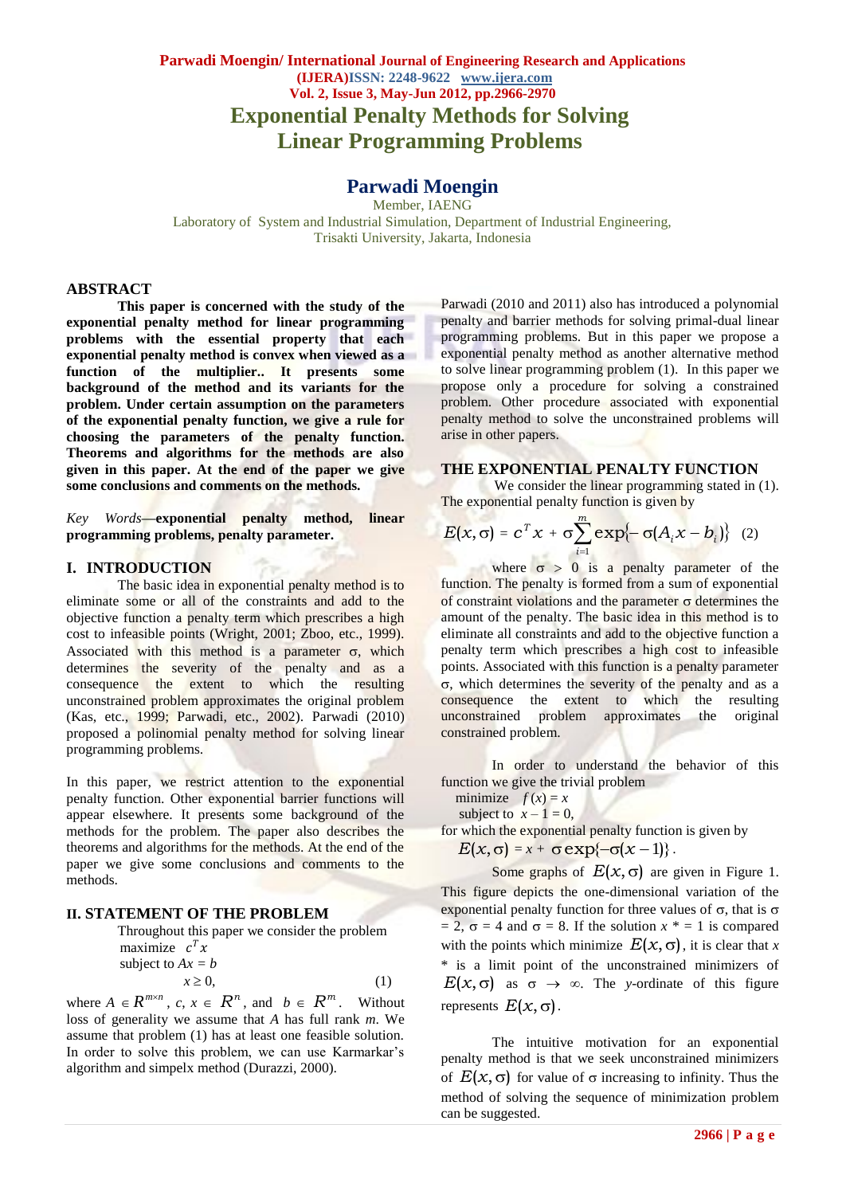# Exponential Penalty Methods for Solving Linear Programming Problems

## Parwadi Moengin

Member, IAENG

Laboratory of System and Industrial Simulation, Department of Industrial Engineering, Trisakti University, Jakarta, Indonesia

## ABSTRACT

**This paper is concerned with the study of the exponential penalty method for linear programming problems with the essential property that each exponential penalty method is convex when viewed as a function of the multiplier.. It presents some background of the method and its variants for the problem. Under certain assumption on the parameters of the exponential penalty function, we give a rule for choosing the parameters of the penalty function. Theorems and algorithms for the methods are also given in this paper. At the end of the paper we give some conclusions and comments on the methods.**

*Key Words*—**exponential penalty method, linear programming problems, penalty parameter.**

## I. INTRODUCTION

The basic idea in exponential penalty method is to eliminate some or all of the constraints and add to the objective function a penalty term which prescribes a high cost to infeasible points (Wright, 2001; Zboo, etc., 1999). Associated with this method is a parameter σ, which determines the severity of the penalty and as a consequence the extent to which the resulting unconstrained problem approximates the original problem (Kas, etc., 1999; Parwadi, etc., 2002). Parwadi (2010) proposed a polinomial penalty method for solving linear programming problems.

In this paper, we restrict attention to the exponential penalty function. Other exponential barrier functions will appear elsewhere. It presents some background of the methods for the problem. The paper also describes the theorems and algorithms for the methods. At the end of the paper we give some conclusions and comments to the methods.

## II. STATEMENT OF THE PROBLEM

Throughout this paper we consider the problem

$$\begin{aligned}&\text{maximize} \quad c^T x\\ &\text{subject to } Ax = b\\ &\qquad\qquad x \ge 0, \qquad\qquad (1)\end{aligned}$$

where $A \in R^{m \times n}$, $c, x \in R^n$, and $b \in R^m$. Without loss of generality we assume that $A$ has full rank $m$. We assume that problem (1) has at least one feasible solution. In order to solve this problem, we can use Karmarkar's algorithm and simpelx method (Durazzi, 2000).

Parwadi (2010 and 2011) also has introduced a polynomial penalty and barrier methods for solving primal-dual linear programming problems. But in this paper we propose a exponential penalty method as another alternative method to solve linear programming problem (1). In this paper we propose only a procedure for solving a constrained problem. Other procedure associated with exponential penalty method to solve the unconstrained problems will arise in other papers.

## THE EXPONENTIAL PENALTY FUNCTION

We consider the linear programming stated in (1). The exponential penalty function is given by

$$E(x,\sigma) = c^T x + \sigma \sum_{i=1}^{m} \exp\{-\sigma(A_i x - b_i)\} \quad (2)$$

where σ > 0 is a penalty parameter of the function. The penalty is formed from a sum of exponential of constraint violations and the parameter σ determines the amount of the penalty. The basic idea in this method is to eliminate all constraints and add to the objective function a penalty term which prescribes a high cost to infeasible points. Associated with this function is a penalty parameter σ, which determines the severity of the penalty and as a consequence the extent to which the resulting unconstrained problem approximates the original constrained problem.

In order to understand the behavior of this function we give the trivial problem

$$\begin{aligned}&\text{minimize} \quad f(x) = x\\ &\text{subject to } x - 1 = 0,\end{aligned}$$

for which the exponential penalty function is given by

$$E(x,\sigma) = x + \sigma \exp\{-\sigma(x-1)\}.$$

Some graphs of $E(x,\sigma)$ are given in Figure 1. This figure depicts the one-dimensional variation of the exponential penalty function for three values of σ, that is σ = 2, σ = 4 and σ = 8. If the solution $x^* = 1$ is compared with the points which minimize $E(x,\sigma)$, it is clear that $x^*$ is a limit point of the unconstrained minimizers of $E(x,\sigma)$ as σ → ∞. The *y*-ordinate of this figure represents $E(x,\sigma)$.

The intuitive motivation for an exponential penalty method is that we seek unconstrained minimizers of $E(x,\sigma)$ for value of σ increasing to infinity. Thus the method of solving the sequence of minimization problem can be suggested.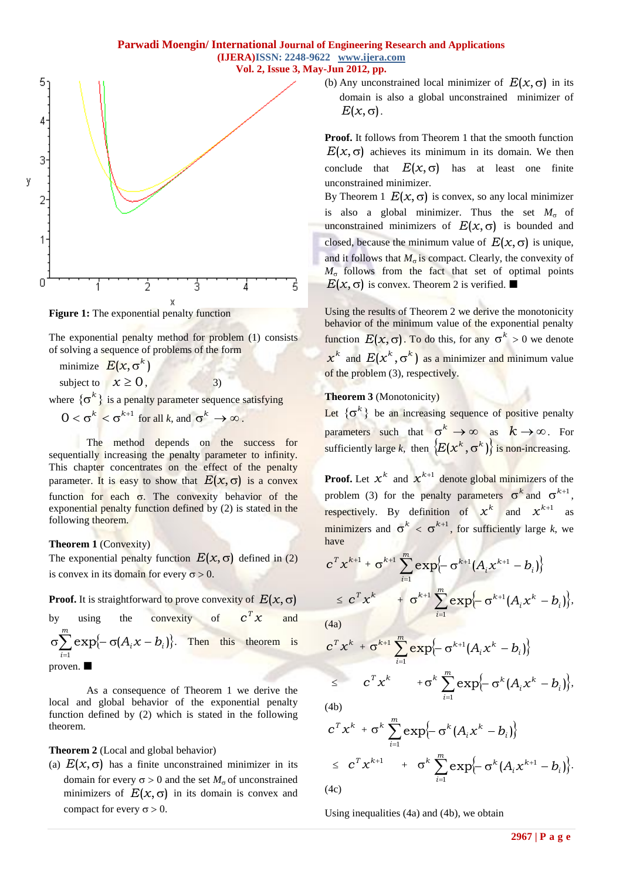**Figure 1:** The exponential penalty function

The exponential penalty method for problem (1) consists of solving a sequence of problems of the form

$$\text{minimize} \quad E(x, \sigma^k)$$
$$\text{subject to} \quad x \geq 0, \qquad (3)$$

where $\{\sigma^k\}$ is a penalty parameter sequence satisfying

$$0 < \sigma^k < \sigma^{k+1} \text{ for all } k, \text{ and } \sigma^k \to \infty.$$

The method depends on the success for sequentially increasing the penalty parameter to infinity. This chapter concentrates on the effect of the penalty parameter. It is easy to show that $E(x, \sigma)$ is a convex function for each $\sigma$. The convexity behavior of the exponential penalty function defined by (2) is stated in the following theorem.

**Theorem 1** (Convexity)
The exponential penalty function $E(x, \sigma)$ defined in (2) is convex in its domain for every $\sigma > 0$.

**Proof.** It is straightforward to prove convexity of $E(x, \sigma)$ by using the convexity of $c^T x$ and $\sigma \sum_{i=1}^{m} \exp\{-\sigma(A_i x - b_i)\}$. Then this theorem is proven. ■

As a consequence of Theorem 1 we derive the local and global behavior of the exponential penalty function defined by (2) which is stated in the following theorem.

**Theorem 2** (Local and global behavior)

(a) $E(x, \sigma)$ has a finite unconstrained minimizer in its domain for every $\sigma > 0$ and the set $M_\sigma$ of unconstrained minimizers of $E(x, \sigma)$ in its domain is convex and compact for every $\sigma > 0$.

(b) Any unconstrained local minimizer of $E(x, \sigma)$ in its domain is also a global unconstrained minimizer of $E(x, \sigma)$.

**Proof.** It follows from Theorem 1 that the smooth function $E(x, \sigma)$ achieves its minimum in its domain. We then conclude that $E(x, \sigma)$ has at least one finite unconstrained minimizer.
By Theorem 1 $E(x, \sigma)$ is convex, so any local minimizer is also a global minimizer. Thus the set $M_\sigma$ of unconstrained minimizers of $E(x, \sigma)$ is bounded and closed, because the minimum value of $E(x, \sigma)$ is unique, and it follows that $M_\sigma$ is compact. Clearly, the convexity of $M_\sigma$ follows from the fact that set of optimal points $E(x, \sigma)$ is convex. Theorem 2 is verified. ■

Using the results of Theorem 2 we derive the monotonicity behavior of the minimum value of the exponential penalty function $E(x, \sigma)$. To do this, for any $\sigma^k > 0$ we denote $x^k$ and $E(x^k, \sigma^k)$ as a minimizer and minimum value of the problem (3), respectively.

**Theorem 3** (Monotonicity)
Let $\{\sigma^k\}$ be an increasing sequence of positive penalty parameters such that $\sigma^k \to \infty$ as $k \to \infty$. For sufficiently large $k$, then $\{E(x^k, \sigma^k)\}$ is non-increasing.

**Proof.** Let $x^k$ and $x^{k+1}$ denote global minimizers of the problem (3) for the penalty parameters $\sigma^k$ and $\sigma^{k+1}$, respectively. By definition of $x^k$ and $x^{k+1}$ as minimizers and $\sigma^k < \sigma^{k+1}$, for sufficiently large $k$, we have

$$c^T x^{k+1} + \sigma^{k+1} \sum_{i=1}^{m} \exp\{-\sigma^{k+1}(A_i x^{k+1} - b_i)\} \leq c^T x^k + \sigma^{k+1} \sum_{i=1}^{m} \exp\{-\sigma^{k+1}(A_i x^k - b_i)\}, \qquad \text{(4a)}$$

$$c^T x^k + \sigma^{k+1} \sum_{i=1}^{m} \exp\{-\sigma^{k+1}(A_i x^k - b_i)\} \leq c^T x^k + \sigma^k \sum_{i=1}^{m} \exp\{-\sigma^k (A_i x^k - b_i)\}, \qquad \text{(4b)}$$

$$c^T x^k + \sigma^k \sum_{i=1}^{m} \exp\{-\sigma^k (A_i x^k - b_i)\} \leq c^T x^{k+1} + \sigma^k \sum_{i=1}^{m} \exp\{-\sigma^k (A_i x^{k+1} - b_i)\}. \qquad \text{(4c)}$$

Using inequalities (4a) and (4b), we obtain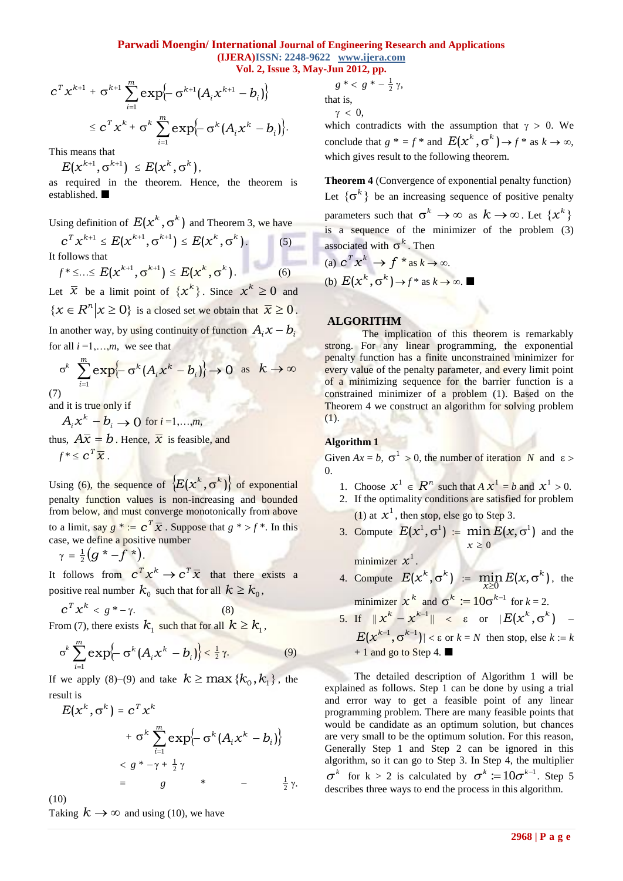$$c^T x^{k+1} + \sigma^{k+1} \sum_{i=1}^{m} \exp\{-\sigma^{k+1}(A_i x^{k+1} - b_i)\}$$

$$\leq c^T x^k + \sigma^k \sum_{i=1}^{m} \exp\{-\sigma^k(A_i x^k - b_i)\}.$$

This means that

$$E(x^{k+1}, \sigma^{k+1}) \leq E(x^k, \sigma^k),$$

as required in the theorem. Hence, the theorem is established. ■

Using definition of $E(x^k, \sigma^k)$ and Theorem 3, we have

$$c^T x^{k+1} \leq E(x^{k+1}, \sigma^{k+1}) \leq E(x^k, \sigma^k). \quad (5)$$

It follows that

$$f^* \leq \ldots \leq E(x^{k+1}, \sigma^{k+1}) \leq E(x^k, \sigma^k). \quad (6)$$

Let $\bar{x}$ be a limit point of $\{x^k\}$. Since $x^k \geq 0$ and $\{x \in R^n | x \geq 0\}$ is a closed set we obtain that $\bar{x} \geq 0$.

In another way, by using continuity of function $A_i x - b_i$ for all $i = 1, \ldots, m$, we see that

$$\sigma^k \sum_{i=1}^{m} \exp\{-\sigma^k(A_i x^k - b_i)\} \to 0 \quad \text{as} \quad k \to \infty \quad (7)$$

and it is true only if

$$A_i x^k - b_i \to 0 \text{ for } i = 1, \ldots, m,$$

thus, $A\bar{x} = b$. Hence, $\bar{x}$ is feasible, and

$$f^* \leq c^T \bar{x}.$$

Using (6), the sequence of $\{E(x^k, \sigma^k)\}$ of exponential penalty function values is non-increasing and bounded from below, and must converge monotonically from above to a limit, say $g^* := c^T \bar{x}$. Suppose that $g^* > f^*$. In this case, we define a positive number

$$\gamma = \tfrac{1}{2}(g^* - f^*).$$

It follows from $c^T x^k \to c^T \bar{x}$ that there exists a positive real number $k_0$ such that for all $k \geq k_0$,

$$c^T x^k < g^* - \gamma. \quad (8)$$

From (7), there exists $k_1$ such that for all $k \geq k_1$,

$$\sigma^k \sum_{i=1}^{m} \exp\{-\sigma^k(A_i x^k - b_i)\} < \tfrac{1}{2}\gamma. \quad (9)$$

If we apply (8)–(9) and take $k \geq \max\{k_0, k_1\}$, the result is

$$\begin{aligned} E(x^k, \sigma^k) &= c^T x^k \\ &\quad + \sigma^k \sum_{i=1}^{m} \exp\{-\sigma^k(A_i x^k - b_i)\} \\ &< g^* - \gamma + \tfrac{1}{2}\gamma \\ &= g^* - \tfrac{1}{2}\gamma. \end{aligned} \quad (10)$$

Taking $k \to \infty$ and using (10), we have

$$g^* < g^* - \tfrac{1}{2}\gamma,$$

that is,

$$\gamma < 0,$$

which contradicts with the assumption that $\gamma > 0$. We conclude that $g^* = f^*$ and $E(x^k, \sigma^k) \to f^*$ as $k \to \infty$, which gives result to the following theorem.

**Theorem 4** (Convergence of exponential penalty function) Let $\{\sigma^k\}$ be an increasing sequence of positive penalty parameters such that $\sigma^k \to \infty$ as $k \to \infty$. Let $\{x^k\}$ is a sequence of the minimizer of the problem (3) associated with $\sigma^k$. Then

(a) $c^T x^k \to f^*$ as $k \to \infty$.

(b) $E(x^k, \sigma^k) \to f^*$ as $k \to \infty$. ■

## ALGORITHM

The implication of this theorem is remarkably strong. For any linear programming, the exponential penalty function has a finite unconstrained minimizer for every value of the penalty parameter, and every limit point of a minimizing sequence for the barrier function is a constrained minimizer of a problem (1). Based on the Theorem 4 we construct an algorithm for solving problem (1).

**Algorithm 1**

Given $Ax = b$, $\sigma^1 > 0$, the number of iteration $N$ and $\varepsilon > 0$.

1. Choose $x^1 \in R^n$ such that $A x^1 = b$ and $x^1 > 0$.
2. If the optimality conditions are satisfied for problem (1) at $x^1$, then stop, else go to Step 3.
3. Compute $E(x^1, \sigma^1) := \min_{x \geq 0} E(x, \sigma^1)$ and the minimizer $x^1$.
4. Compute $E(x^k, \sigma^k) := \min_{x \geq 0} E(x, \sigma^k)$, the minimizer $x^k$ and $\sigma^k := 10\sigma^{k-1}$ for $k = 2$.
5. If $\|x^k - x^{k-1}\| < \varepsilon$ or $|E(x^k, \sigma^k) - E(x^{k-1}, \sigma^{k-1})| < \varepsilon$ or $k = N$ then stop, else $k := k + 1$ and go to Step 4. ■

The detailed description of Algorithm 1 will be explained as follows. Step 1 can be done by using a trial and error way to get a feasible point of any linear programming problem. There are many feasible points that would be candidate as an optimum solution, but chances are very small to be the optimum solution. For this reason, Generally Step 1 and Step 2 can be ignored in this algorithm, so it can go to Step 3. In Step 4, the multiplier $\sigma^k$ for k > 2 is calculated by $\sigma^k := 10\sigma^{k-1}$. Step 5 describes three ways to end the process in this algorithm.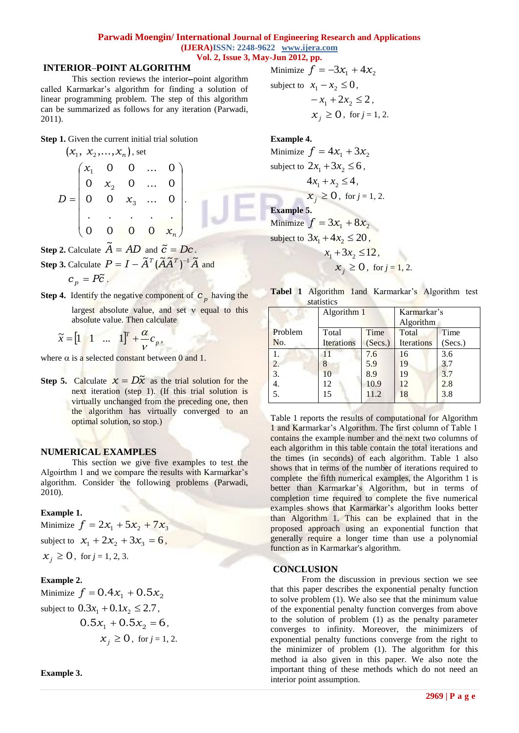## INTERIOR–POINT ALGORITHM

This section reviews the interior–point algorithm called Karmarkar's algorithm for finding a solution of linear programming problem. The step of this algorithm can be summarized as follows for any iteration (Parwadi, 2011).

**Step 1.** Given the current initial trial solution $(x_1, x_2, \ldots, x_n)$, set

$$D = \begin{pmatrix} x_1 & 0 & 0 & \ldots & 0 \\ 0 & x_2 & 0 & \ldots & 0 \\ 0 & 0 & x_3 & \ldots & 0 \\ . & . & . & . & . \\ 0 & 0 & 0 & 0 & x_n \end{pmatrix}.$$

**Step 2.** Calculate $\tilde{A} = AD$ and $\tilde{c} = Dc$.

**Step 3.** Calculate $P = I - \tilde{A}^T(\tilde{A}\tilde{A}^T)^{-1}\tilde{A}$ and $c_p = P\tilde{c}$.

**Step 4.** Identify the negative component of $c_p$ having the largest absolute value, and set ν equal to this absolute value. Then calculate

$$\tilde{x} = [1 \quad 1 \quad \ldots \quad 1]^T + \frac{\alpha}{\nu} c_p,$$

where α is a selected constant between 0 and 1.

**Step 5.** Calculate $x = D\tilde{x}$ as the trial solution for the next iteration (step 1). (If this trial solution is virtually unchanged from the preceding one, then the algorithm has virtually converged to an optimal solution, so stop.)

## NUMERICAL EXAMPLES

This section we give five examples to test the Algoirthm 1 and we compare the results with Karmarkar's algorithm. Consider the following problems (Parwadi, 2010).

**Example 1.**

Minimize $f = 2x_1 + 5x_2 + 7x_3$

subject to $x_1 + 2x_2 + 3x_3 = 6$,

$x_j \geq 0$, for $j$ = 1, 2, 3.

**Example 2.**

Minimize $f = 0.4x_1 + 0.5x_2$

subject to $0.3x_1 + 0.1x_2 \leq 2.7$,

$0.5x_1 + 0.5x_2 = 6$,

$x_j \geq 0$, for $j$ = 1, 2.

**Example 3.**

Minimize $f = -3x_1 + 4x_2$

subject to $x_1 - x_2 \leq 0$,

$-x_1 + 2x_2 \leq 2$,

$x_j \geq 0$, for $j$ = 1, 2.

**Example 4.**

Minimize $f = 4x_1 + 3x_2$

subject to $2x_1 + 3x_2 \leq 6$,

$4x_1 + x_2 \leq 4$,

$x_j \geq 0$, for $j$ = 1, 2.

**Example 5.**

Minimize $f = 3x_1 + 8x_2$

subject to $3x_1 + 4x_2 \leq 20$,

$x_1 + 3x_2 \leq 12$,

$x_j \geq 0$, for $j$ = 1, 2.

**Tabel 1** Algorithm 1and Karmarkar's Algorithm test statistics

| | Algorithm 1 | | Karmarkar's Algorithm | |
|---|---|---|---|---|
| Problem No. | Total Iterations | Time (Secs.) | Total Iterations | Time (Secs.) |
| 1. | 11 | 7.6 | 16 | 3.6 |
| 2. | 8 | 5.9 | 19 | 3.7 |
| 3. | 10 | 8.9 | 19 | 3.7 |
| 4. | 12 | 10.9 | 12 | 2.8 |
| 5. | 15 | 11.2 | 18 | 3.8 |

Table 1 reports the results of computational for Algorithm 1 and Karmarkar's Algorithm. The first column of Table 1 contains the example number and the next two columns of each algorithm in this table contain the total iterations and the times (in seconds) of each algorithm. Table 1 also shows that in terms of the number of iterations required to complete the fifth numerical examples, the Algorithm 1 is better than Karmarkar's Algorithm, but in terms of completion time required to complete the five numerical examples shows that Karmarkar's algorithm looks better than Algorithm 1. This can be explained that in the proposed approach using an exponential function that generally require a longer time than use a polynomial function as in Karmarkar's algorithm.

## CONCLUSION

From the discussion in previous section we see that this paper describes the exponential penalty function to solve problem (1). We also see that the minimum value of the exponential penalty function converges from above to the solution of problem (1) as the penalty parameter converges to infinity. Moreover, the minimizers of exponential penalty functions converge from the right to the minimizer of problem (1). The algorithm for this method ia also given in this paper. We also note the important thing of these methods which do not need an interior point assumption.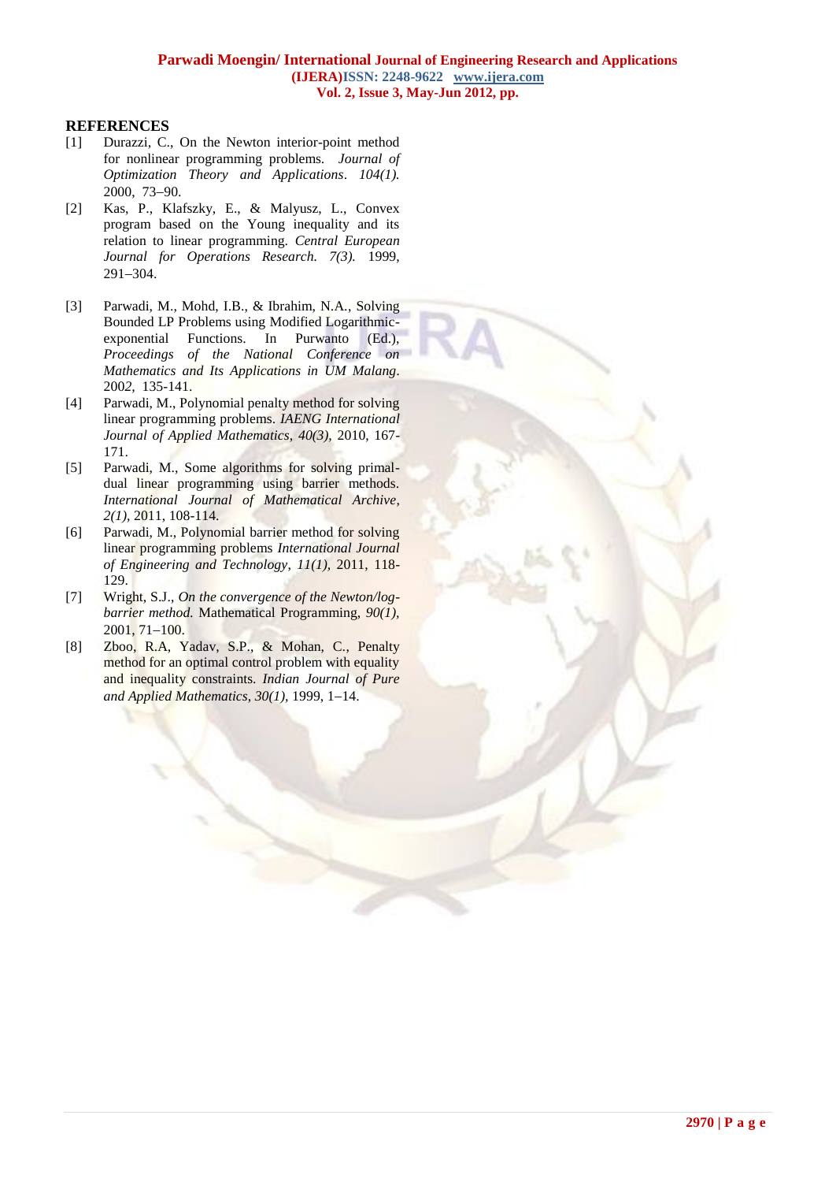## REFERENCES

[1] Durazzi, C., On the Newton interior-point method for nonlinear programming problems. *Journal of Optimization Theory and Applications*. *104(1).* 2000, 73–90.

[2] Kas, P., Klafszky, E., & Malyusz, L., Convex program based on the Young inequality and its relation to linear programming. *Central European Journal for Operations Research. 7(3).* 1999, 291–304.

[3] Parwadi, M., Mohd, I.B., & Ibrahim, N.A., Solving Bounded LP Problems using Modified Logarithmic-exponential Functions. In Purwanto (Ed.), *Proceedings of the National Conference on Mathematics and Its Applications in UM Malang*. 2002, 135-141.

[4] Parwadi, M., Polynomial penalty method for solving linear programming problems. *IAENG International Journal of Applied Mathematics*, *40(3)*, 2010, 167-171.

[5] Parwadi, M., Some algorithms for solving primal-dual linear programming using barrier methods. *International Journal of Mathematical Archive*, *2(1)*, 2011, 108-114.

[6] Parwadi, M., Polynomial barrier method for solving linear programming problems *International Journal of Engineering and Technology*, *11(1)*, 2011, 118-129.

[7] Wright, S.J., *On the convergence of the Newton/log-barrier method.* Mathematical Programming, *90(1)*, 2001, 71–100.

[8] Zboo, R.A, Yadav, S.P., & Mohan, C., Penalty method for an optimal control problem with equality and inequality constraints. *Indian Journal of Pure and Applied Mathematics*, *30(1)*, 1999, 1–14.